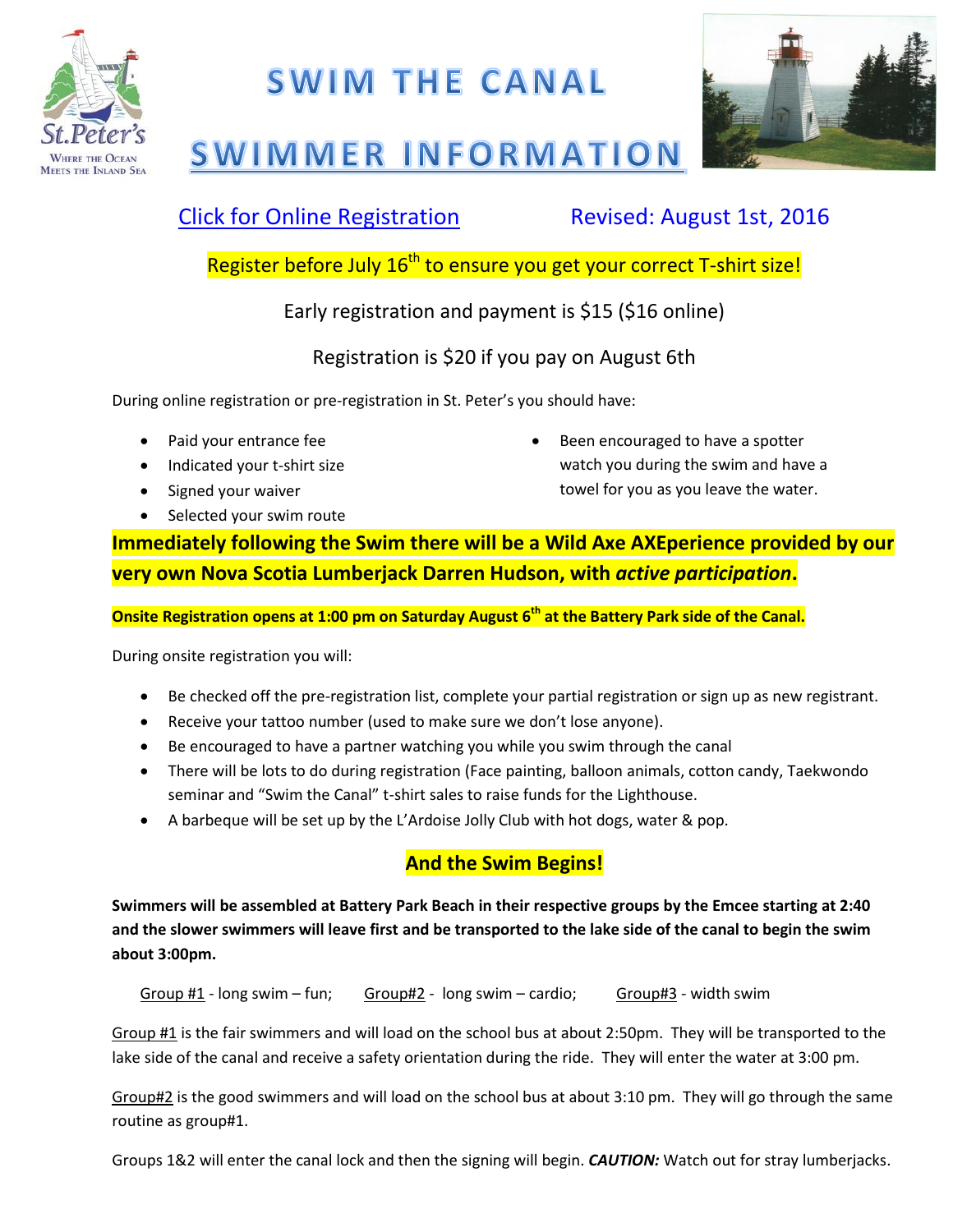# SWIM THE CANAL

# SWIMMER INFORMATION

[Click for Online Registration](#) Revised: August 1st, 2016

Register before July 16th to ensure you get your correct T-shirt size!

Early registration and payment is $15 ($16 online)

Registration is $20 if you pay on August 6th

During online registration or pre-registration in St. Peter's you should have:

- Paid your entrance fee
- Indicated your t-shirt size
- Signed your waiver
- Selected your swim route
- Been encouraged to have a spotter watch you during the swim and have a towel for you as you leave the water.

**Immediately following the Swim there will be a Wild Axe AXEperience provided by our very own Nova Scotia Lumberjack Darren Hudson, with *active participation*.**

**Onsite Registration opens at 1:00 pm on Saturday August 6th at the Battery Park side of the Canal.**

During onsite registration you will:

- Be checked off the pre-registration list, complete your partial registration or sign up as new registrant.
- Receive your tattoo number (used to make sure we don't lose anyone).
- Be encouraged to have a partner watching you while you swim through the canal
- There will be lots to do during registration (Face painting, balloon animals, cotton candy, Taekwondo seminar and "Swim the Canal" t-shirt sales to raise funds for the Lighthouse.
- A barbeque will be set up by the L'Ardoise Jolly Club with hot dogs, water & pop.

## And the Swim Begins!

**Swimmers will be assembled at Battery Park Beach in their respective groups by the Emcee starting at 2:40 and the slower swimmers will leave first and be transported to the lake side of the canal to begin the swim about 3:00pm.**

Group #1 - long swim – fun; Group#2 - long swim – cardio; Group#3 - width swim

Group #1 is the fair swimmers and will load on the school bus at about 2:50pm. They will be transported to the lake side of the canal and receive a safety orientation during the ride. They will enter the water at 3:00 pm.

Group#2 is the good swimmers and will load on the school bus at about 3:10 pm. They will go through the same routine as group#1.

Groups 1&2 will enter the canal lock and then the signing will begin. ***CAUTION:*** Watch out for stray lumberjacks.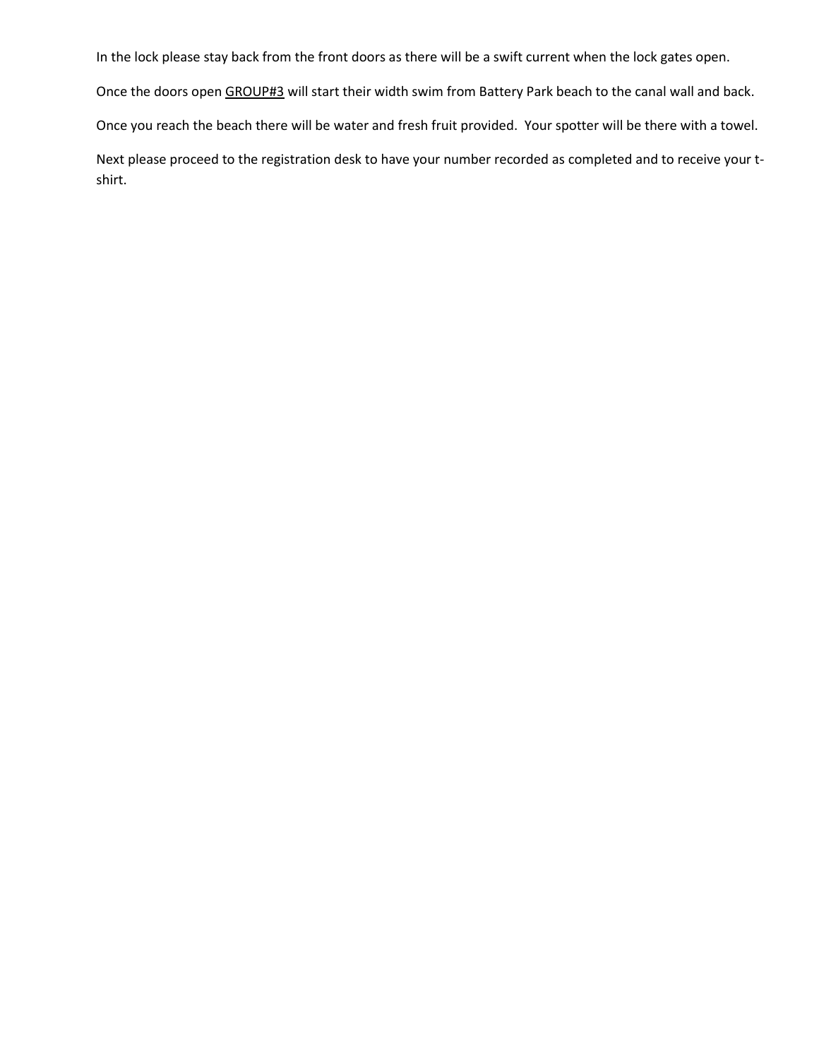In the lock please stay back from the front doors as there will be a swift current when the lock gates open.

Once the doors open <u>GROUP#3</u> will start their width swim from Battery Park beach to the canal wall and back.

Once you reach the beach there will be water and fresh fruit provided.  Your spotter will be there with a towel.

Next please proceed to the registration desk to have your number recorded as completed and to receive your t-shirt.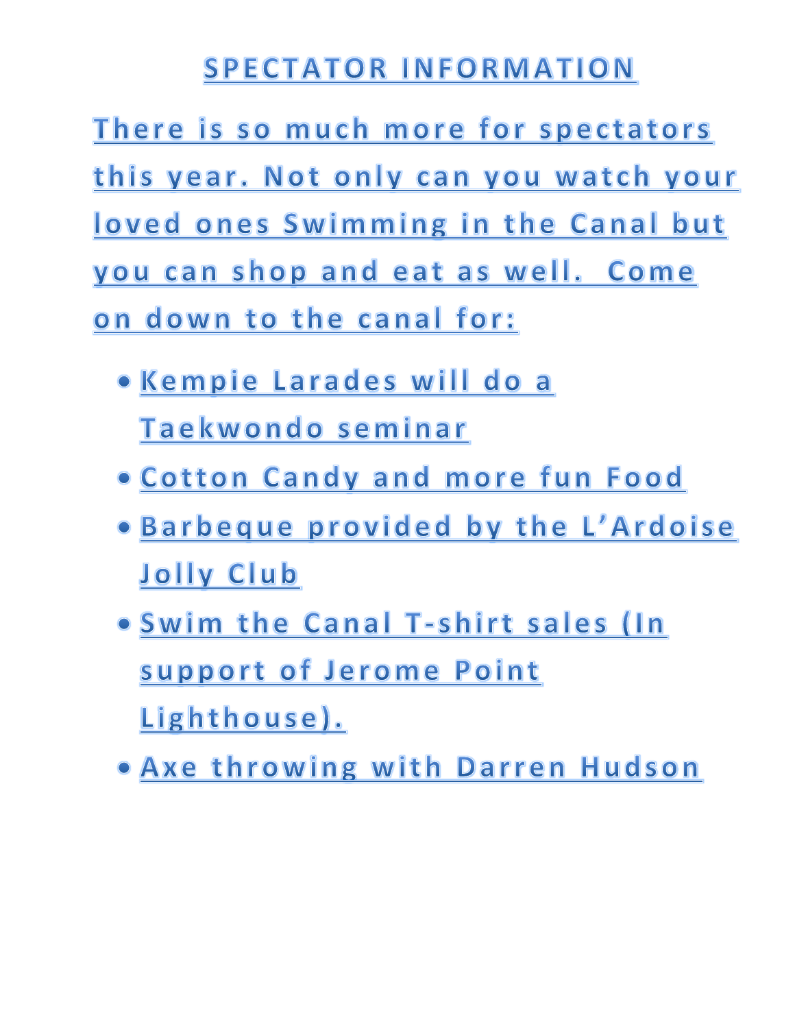# SPECTATOR INFORMATION

There is so much more for spectators this year. Not only can you watch your loved ones Swimming in the Canal but you can shop and eat as well. Come on down to the canal for:

- Kempie Larades will do a Taekwondo seminar
- Cotton Candy and more fun Food
- Barbeque provided by the L'Ardoise Jolly Club
- Swim the Canal T-shirt sales (In support of Jerome Point Lighthouse).
- Axe throwing with Darren Hudson